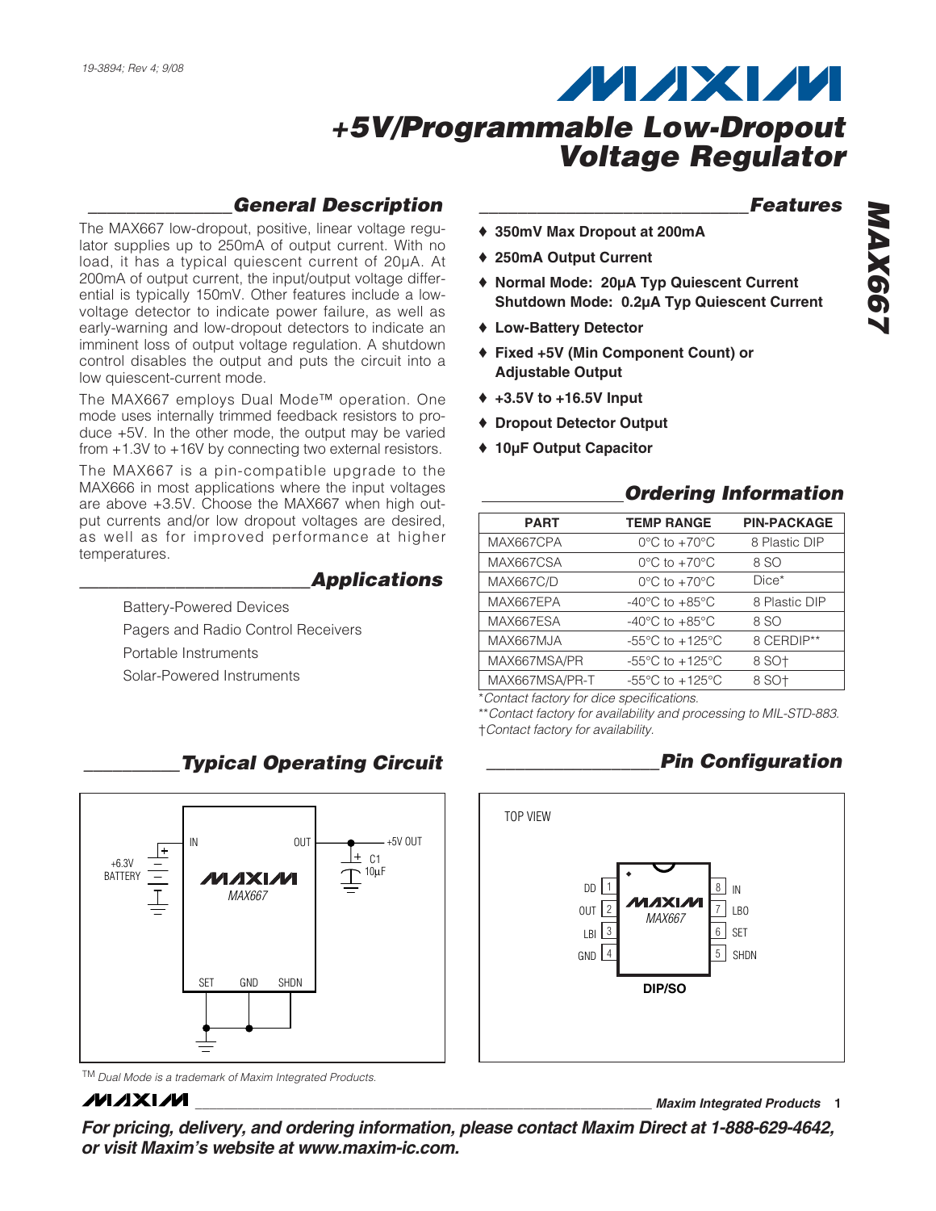19-3894; Rev 4; 9/08

# +5V/Programmable Low-Dropout Voltage Regulator

## General Description

The MAX667 low-dropout, positive, linear voltage regulator supplies up to 250mA of output current. With no load, it has a typical quiescent current of 20µA. At 200mA of output current, the input/output voltage differential is typically 150mV. Other features include a low-voltage detector to indicate power failure, as well as early-warning and low-dropout detectors to indicate an imminent loss of output voltage regulation. A shutdown control disables the output and puts the circuit into a low quiescent-current mode.

The MAX667 employs Dual Mode™ operation. One mode uses internally trimmed feedback resistors to produce +5V. In the other mode, the output may be varied from +1.3V to +16V by connecting two external resistors.

The MAX667 is a pin-compatible upgrade to the MAX666 in most applications where the input voltages are above +3.5V. Choose the MAX667 when high output currents and/or low dropout voltages are desired, as well as for improved performance at higher temperatures.

## Applications

Battery-Powered Devices

Pagers and Radio Control Receivers

Portable Instruments

Solar-Powered Instruments

## Features

- ♦ **350mV Max Dropout at 200mA**
- ♦ **250mA Output Current**
- ♦ **Normal Mode: 20µA Typ Quiescent Current**
  **Shutdown Mode: 0.2µA Typ Quiescent Current**
- ♦ **Low-Battery Detector**
- ♦ **Fixed +5V (Min Component Count) or Adjustable Output**
- ♦ **+3.5V to +16.5V Input**
- ♦ **Dropout Detector Output**
- ♦ **10µF Output Capacitor**

## Ordering Information

| PART | TEMP RANGE | PIN-PACKAGE |
|---|---|---|
| MAX667CPA | 0°C to +70°C | 8 Plastic DIP |
| MAX667CSA | 0°C to +70°C | 8 SO |
| MAX667C/D | 0°C to +70°C | Dice* |
| MAX667EPA | -40°C to +85°C | 8 Plastic DIP |
| MAX667ESA | -40°C to +85°C | 8 SO |
| MAX667MJA | -55°C to +125°C | 8 CERDIP** |
| MAX667MSA/PR | -55°C to +125°C | 8 SO† |
| MAX667MSA/PR-T | -55°C to +125°C | 8 SO† |

*Contact factory for dice specifications.

**Contact factory for availability and processing to MIL-STD-883.

†Contact factory for availability.

## Typical Operating Circuit

+6.3V BATTERY — IN; OUT — +5V OUT; C1 10µF; MAX667; SET, GND, SHDN

## Pin Configuration

TOP VIEW

| Pin | Name | Pin | Name |
|---|---|---|---|
| 1 | DD | 8 | IN |
| 2 | OUT | 7 | LBO |
| 3 | LBI | 6 | SET |
| 4 | GND | 5 | SHDN |

**DIP/SO**

™ Dual Mode is a trademark of Maxim Integrated Products.

**For pricing, delivery, and ordering information, please contact Maxim Direct at 1-888-629-4642, or visit Maxim's website at www.maxim-ic.com.**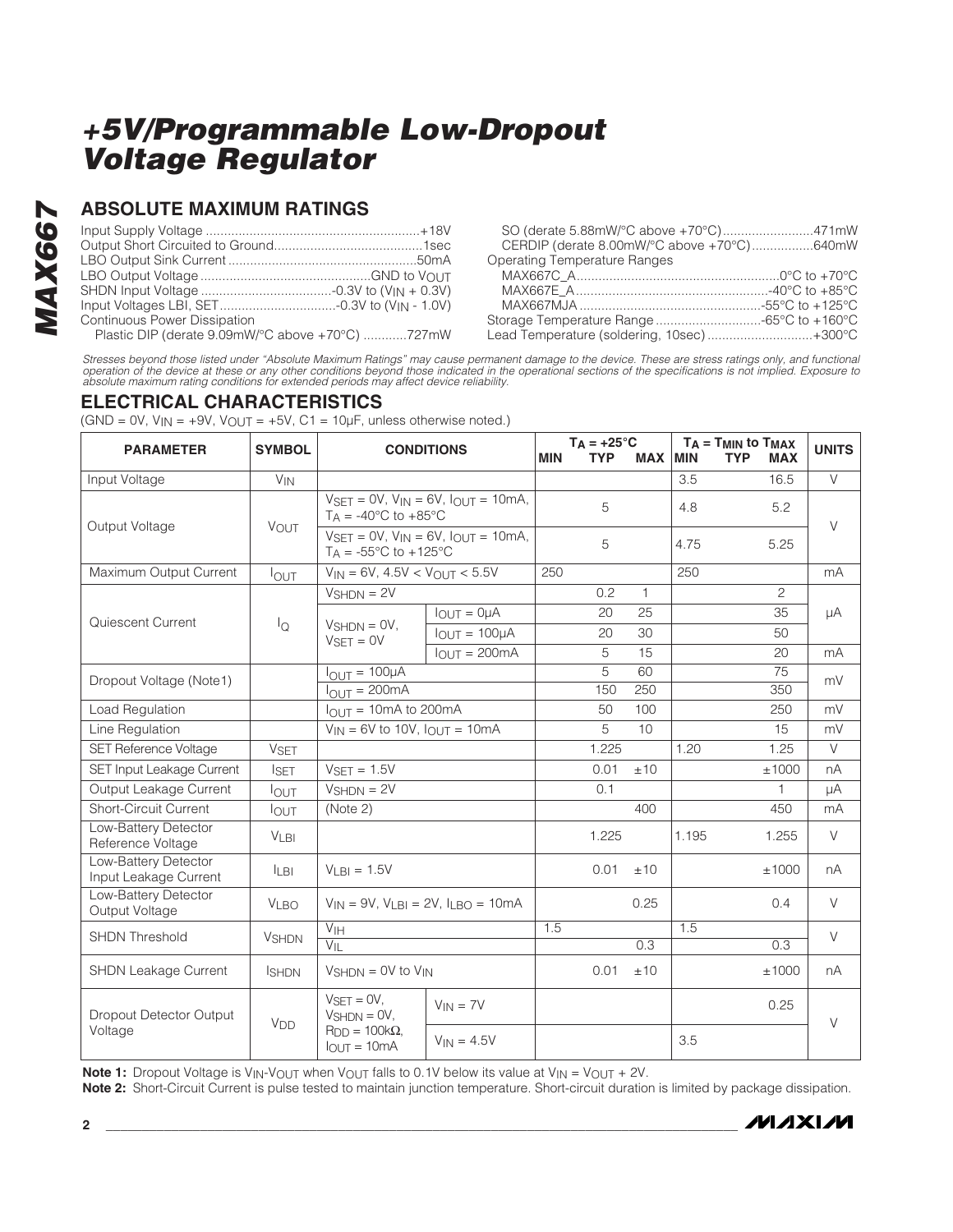# +5V/Programmable Low-Dropout Voltage Regulator

## ABSOLUTE MAXIMUM RATINGS

Input Supply Voltage ....................................................+18V
Output Short Circuited to Ground.........................................1sec
LBO Output Sink Current ....................................................50mA
LBO Output Voltage ..............................................GND to $V_{OUT}$
SHDN Input Voltage ....................................-0.3V to ($V_{IN}$ + 0.3V)
Input Voltages LBI, SET................................-0.3V to ($V_{IN}$ - 1.0V)
Continuous Power Dissipation
  Plastic DIP (derate 9.09mW/°C above +70°C) ............727mW
  SO (derate 5.88mW/°C above +70°C).........................471mW
  CERDIP (derate 8.00mW/°C above +70°C).................640mW
Operating Temperature Ranges
  MAX667C_A.......................................................0°C to +70°C
  MAX667E_A.....................................................-40°C to +85°C
  MAX667MJA ..................................................-55°C to +125°C
Storage Temperature Range .............................-65°C to +160°C
Lead Temperature (soldering, 10sec).............................+300°C

*Stresses beyond those listed under "Absolute Maximum Ratings" may cause permanent damage to the device. These are stress ratings only, and functional operation of the device at these or any other conditions beyond those indicated in the operational sections of the specifications is not implied. Exposure to absolute maximum rating conditions for extended periods may affect device reliability.*

## ELECTRICAL CHARACTERISTICS

(GND = 0V, $V_{IN}$ = +9V, $V_{OUT}$ = +5V, C1 = 10µF, unless otherwise noted.)

| PARAMETER | SYMBOL | CONDITIONS | | $T_A$ = +25°C MIN | TYP | MAX | $T_A$ = $T_{MIN}$ to $T_{MAX}$ MIN | TYP | MAX | UNITS |
|---|---|---|---|---|---|---|---|---|---|---|
| Input Voltage | $V_{IN}$ | | | | | | 3.5 | | 16.5 | V |
| Output Voltage | $V_{OUT}$ | $V_{SET}$ = 0V, $V_{IN}$ = 6V, $I_{OUT}$ = 10mA, $T_A$ = -40°C to +85°C | | | 5 | | 4.8 | | 5.2 | V |
| | | $V_{SET}$ = 0V, $V_{IN}$ = 6V, $I_{OUT}$ = 10mA, $T_A$ = -55°C to +125°C | | | 5 | | 4.75 | | 5.25 | |
| Maximum Output Current | $I_{OUT}$ | $V_{IN}$ = 6V, 4.5V < $V_{OUT}$ < 5.5V | | 250 | | | 250 | | | mA |
| Quiescent Current | $I_Q$ | $V_{SHDN}$ = 2V | | | 0.2 | 1 | | | 2 | µA |
| | | $V_{SHDN}$ = 0V, $V_{SET}$ = 0V | $I_{OUT}$ = 0µA | | 20 | 25 | | | 35 | |
| | | | $I_{OUT}$ = 100µA | | 20 | 30 | | | 50 | |
| | | | $I_{OUT}$ = 200mA | | 5 | 15 | | | 20 | mA |
| Dropout Voltage (Note1) | | $I_{OUT}$ = 100µA | | | 5 | 60 | | | 75 | mV |
| | | $I_{OUT}$ = 200mA | | | 150 | 250 | | | 350 | |
| Load Regulation | | $I_{OUT}$ = 10mA to 200mA | | | 50 | 100 | | | 250 | mV |
| Line Regulation | | $V_{IN}$ = 6V to 10V, $I_{OUT}$ = 10mA | | | 5 | 10 | | | 15 | mV |
| SET Reference Voltage | $V_{SET}$ | | | | 1.225 | | 1.20 | | 1.25 | V |
| SET Input Leakage Current | $I_{SET}$ | $V_{SET}$ = 1.5V | | | 0.01 | ±10 | | | ±1000 | nA |
| Output Leakage Current | $I_{OUT}$ | $V_{SHDN}$ = 2V | | | 0.1 | | | | 1 | µA |
| Short-Circuit Current | $I_{OUT}$ | (Note 2) | | | | 400 | | | 450 | mA |
| Low-Battery Detector Reference Voltage | $V_{LBI}$ | | | | 1.225 | | 1.195 | | 1.255 | V |
| Low-Battery Detector Input Leakage Current | $I_{LBI}$ | $V_{LBI}$ = 1.5V | | | 0.01 | ±10 | | | ±1000 | nA |
| Low-Battery Detector Output Voltage | $V_{LBO}$ | $V_{IN}$ = 9V, $V_{LBI}$ = 2V, $I_{LBO}$ = 10mA | | | | 0.25 | | | 0.4 | V |
| SHDN Threshold | $V_{SHDN}$ | $V_{IH}$ | | 1.5 | | | 1.5 | | | V |
| | | $V_{IL}$ | | | | 0.3 | | | 0.3 | |
| SHDN Leakage Current | $I_{SHDN}$ | $V_{SHDN}$ = 0V to $V_{IN}$ | | | 0.01 | ±10 | | | ±1000 | nA |
| Dropout Detector Output Voltage | $V_{DD}$ | $V_{SET}$ = 0V, $V_{SHDN}$ = 0V, $R_{DD}$ = 100kΩ, $I_{OUT}$ = 10mA | $V_{IN}$ = 7V | | | | | | 0.25 | V |
| | | | $V_{IN}$ = 4.5V | | | | 3.5 | | | |

**Note 1:** Dropout Voltage is $V_{IN}$-$V_{OUT}$ when $V_{OUT}$ falls to 0.1V below its value at $V_{IN}$ = $V_{OUT}$ + 2V.

**Note 2:** Short-Circuit Current is pulse tested to maintain junction temperature. Short-circuit duration is limited by package dissipation.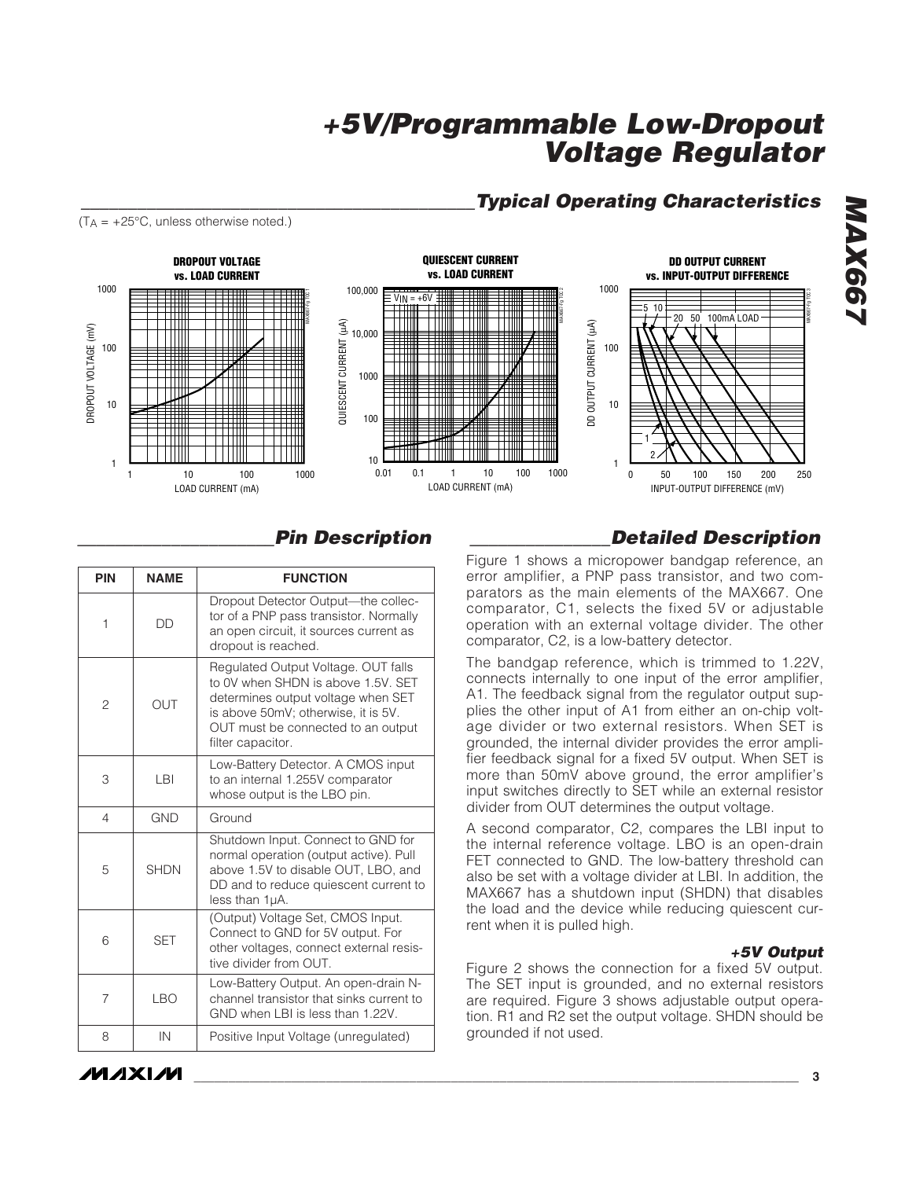## Typical Operating Characteristics

($T_A$ = +25°C, unless otherwise noted.)

DROPOUT VOLTAGE vs. LOAD CURRENT

QUIESCENT CURRENT vs. LOAD CURRENT

DD OUTPUT CURRENT vs. INPUT-OUTPUT DIFFERENCE

## Pin Description

| PIN | NAME | FUNCTION |
|---|---|---|
| 1 | DD | Dropout Detector Output—the collector of a PNP pass transistor. Normally an open circuit, it sources current as dropout is reached. |
| 2 | OUT | Regulated Output Voltage. OUT falls to 0V when SHDN is above 1.5V. SET determines output voltage when SET is above 50mV; otherwise, it is 5V. OUT must be connected to an output filter capacitor. |
| 3 | LBI | Low-Battery Detector. A CMOS input to an internal 1.255V comparator whose output is the LBO pin. |
| 4 | GND | Ground |
| 5 | SHDN | Shutdown Input. Connect to GND for normal operation (output active). Pull above 1.5V to disable OUT, LBO, and DD and to reduce quiescent current to less than 1µA. |
| 6 | SET | (Output) Voltage Set, CMOS Input. Connect to GND for 5V output. For other voltages, connect external resistive divider from OUT. |
| 7 | LBO | Low-Battery Output. An open-drain N-channel transistor that sinks current to GND when LBI is less than 1.22V. |
| 8 | IN | Positive Input Voltage (unregulated) |

## Detailed Description

Figure 1 shows a micropower bandgap reference, an error amplifier, a PNP pass transistor, and two comparators as the main elements of the MAX667. One comparator, C1, selects the fixed 5V or adjustable operation with an external voltage divider. The other comparator, C2, is a low-battery detector.

The bandgap reference, which is trimmed to 1.22V, connects internally to one input of the error amplifier, A1. The feedback signal from the regulator output supplies the other input of A1 from either an on-chip voltage divider or two external resistors. When SET is grounded, the internal divider provides the error amplifier feedback signal for a fixed 5V output. When SET is more than 50mV above ground, the error amplifier's input switches directly to SET while an external resistor divider from OUT determines the output voltage.

A second comparator, C2, compares the LBI input to the internal reference voltage. LBO is an open-drain FET connected to GND. The low-battery threshold can also be set with a voltage divider at LBI. In addition, the MAX667 has a shutdown input (SHDN) that disables the load and the device while reducing quiescent current when it is pulled high.

### +5V Output

Figure 2 shows the connection for a fixed 5V output. The SET input is grounded, and no external resistors are required. Figure 3 shows adjustable output operation. R1 and R2 set the output voltage. SHDN should be grounded if not used.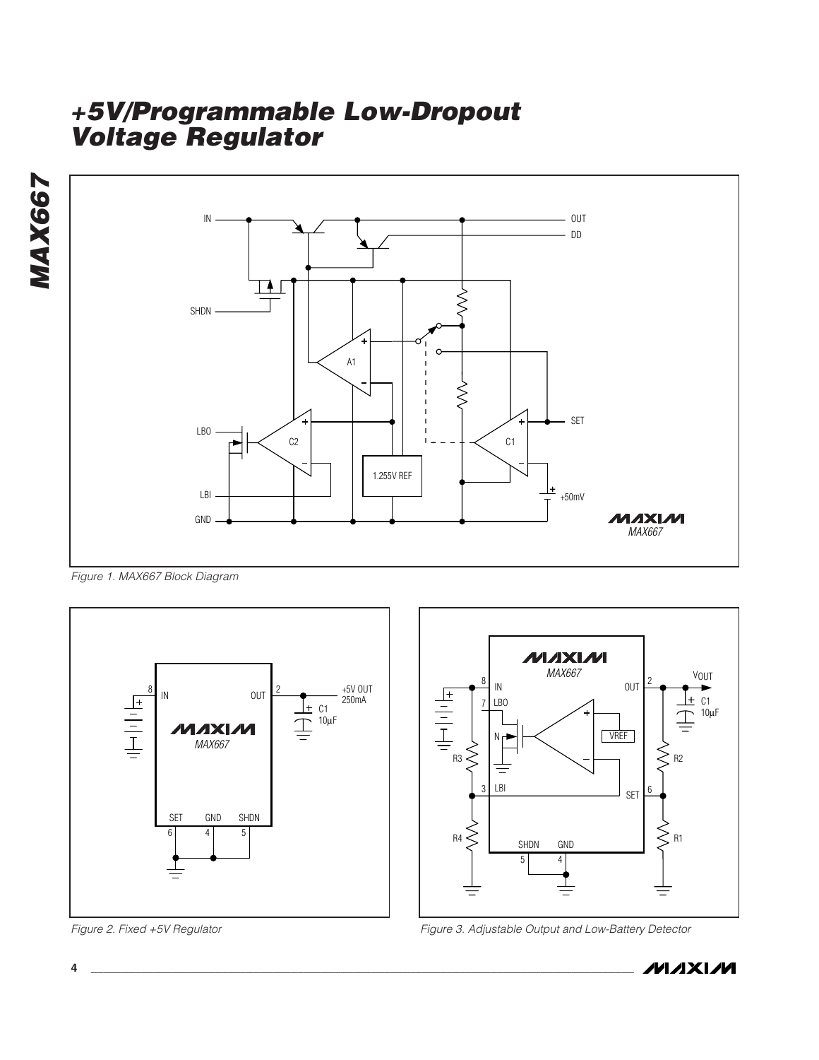Figure 1. MAX667 Block Diagram

Figure 2. Fixed +5V Regulator

Figure 3. Adjustable Output and Low-Battery Detector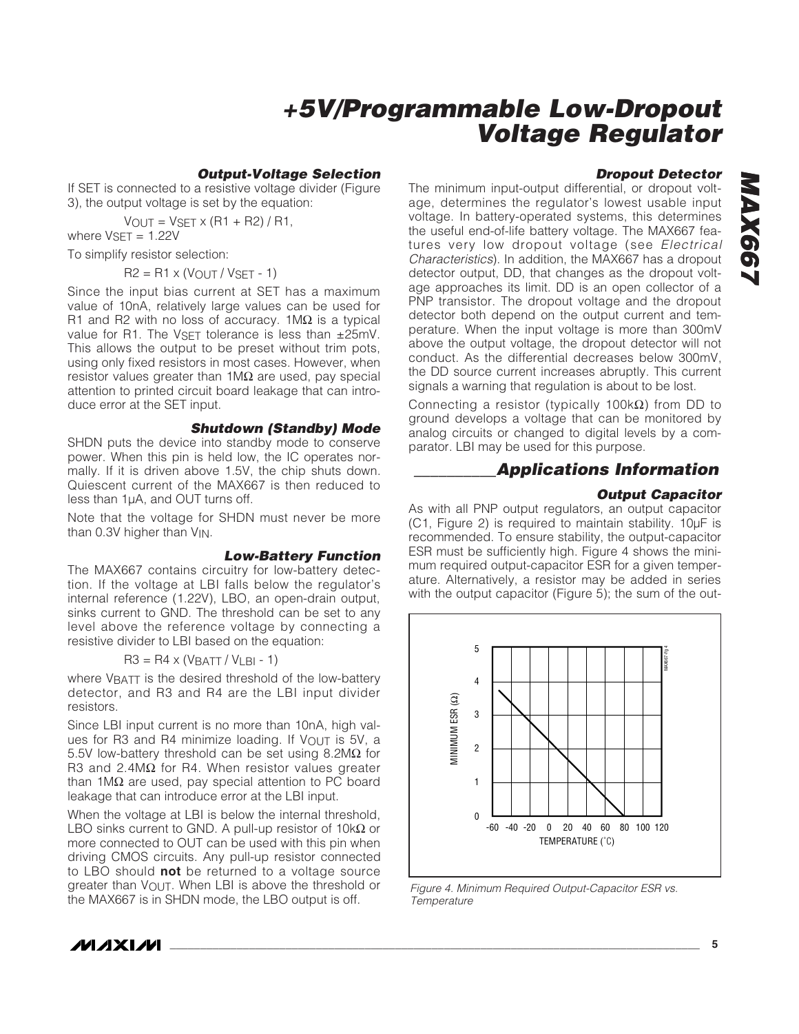## Output-Voltage Selection

If SET is connected to a resistive voltage divider (Figure 3), the output voltage is set by the equation:

$$V_{OUT} = V_{SET} \times (R1 + R2) / R1,$$

where $V_{SET} = 1.22V$

To simplify resistor selection:

$$R2 = R1 \times (V_{OUT} / V_{SET} - 1)$$

Since the input bias current at SET has a maximum value of 10nA, relatively large values can be used for R1 and R2 with no loss of accuracy. 1MΩ is a typical value for R1. The $V_{SET}$ tolerance is less than ±25mV. This allows the output to be preset without trim pots, using only fixed resistors in most cases. However, when resistor values greater than 1MΩ are used, pay special attention to printed circuit board leakage that can introduce error at the SET input.

## Shutdown (Standby) Mode

SHDN puts the device into standby mode to conserve power. When this pin is held low, the IC operates normally. If it is driven above 1.5V, the chip shuts down. Quiescent current of the MAX667 is then reduced to less than 1µA, and OUT turns off.

Note that the voltage for SHDN must never be more than 0.3V higher than $V_{IN}$.

## Low-Battery Function

The MAX667 contains circuitry for low-battery detection. If the voltage at LBI falls below the regulator's internal reference (1.22V), LBO, an open-drain output, sinks current to GND. The threshold can be set to any level above the reference voltage by connecting a resistive divider to LBI based on the equation:

$$R3 = R4 \times (V_{BATT} / V_{LBI} - 1)$$

where $V_{BATT}$ is the desired threshold of the low-battery detector, and R3 and R4 are the LBI input divider resistors.

Since LBI input current is no more than 10nA, high values for R3 and R4 minimize loading. If $V_{OUT}$ is 5V, a 5.5V low-battery threshold can be set using 8.2MΩ for R3 and 2.4MΩ for R4. When resistor values greater than 1MΩ are used, pay special attention to PC board leakage that can introduce error at the LBI input.

When the voltage at LBI is below the internal threshold, LBO sinks current to GND. A pull-up resistor of 10kΩ or more connected to OUT can be used with this pin when driving CMOS circuits. Any pull-up resistor connected to LBO should **not** be returned to a voltage source greater than $V_{OUT}$. When LBI is above the threshold or the MAX667 is in SHDN mode, the LBO output is off.

## Dropout Detector

The minimum input-output differential, or dropout voltage, determines the regulator's lowest usable input voltage. In battery-operated systems, this determines the useful end-of-life battery voltage. The MAX667 features very low dropout voltage (see *Electrical Characteristics*). In addition, the MAX667 has a dropout detector output, DD, that changes as the dropout voltage approaches its limit. DD is an open collector of a PNP transistor. The dropout voltage and the dropout detector both depend on the output current and temperature. When the input voltage is more than 300mV above the output voltage, the dropout detector will not conduct. As the differential decreases below 300mV, the DD source current increases abruptly. This current signals a warning that regulation is about to be lost.

Connecting a resistor (typically 100kΩ) from DD to ground develops a voltage that can be monitored by analog circuits or changed to digital levels by a comparator. LBI may be used for this purpose.

# Applications Information

## Output Capacitor

As with all PNP output regulators, an output capacitor (C1, Figure 2) is required to maintain stability. 10µF is recommended. To ensure stability, the output-capacitor ESR must be sufficiently high. Figure 4 shows the minimum required output-capacitor ESR for a given temperature. Alternatively, a resistor may be added in series with the output capacitor (Figure 5); the sum of the out-

*Figure 4. Minimum Required Output-Capacitor ESR vs. Temperature*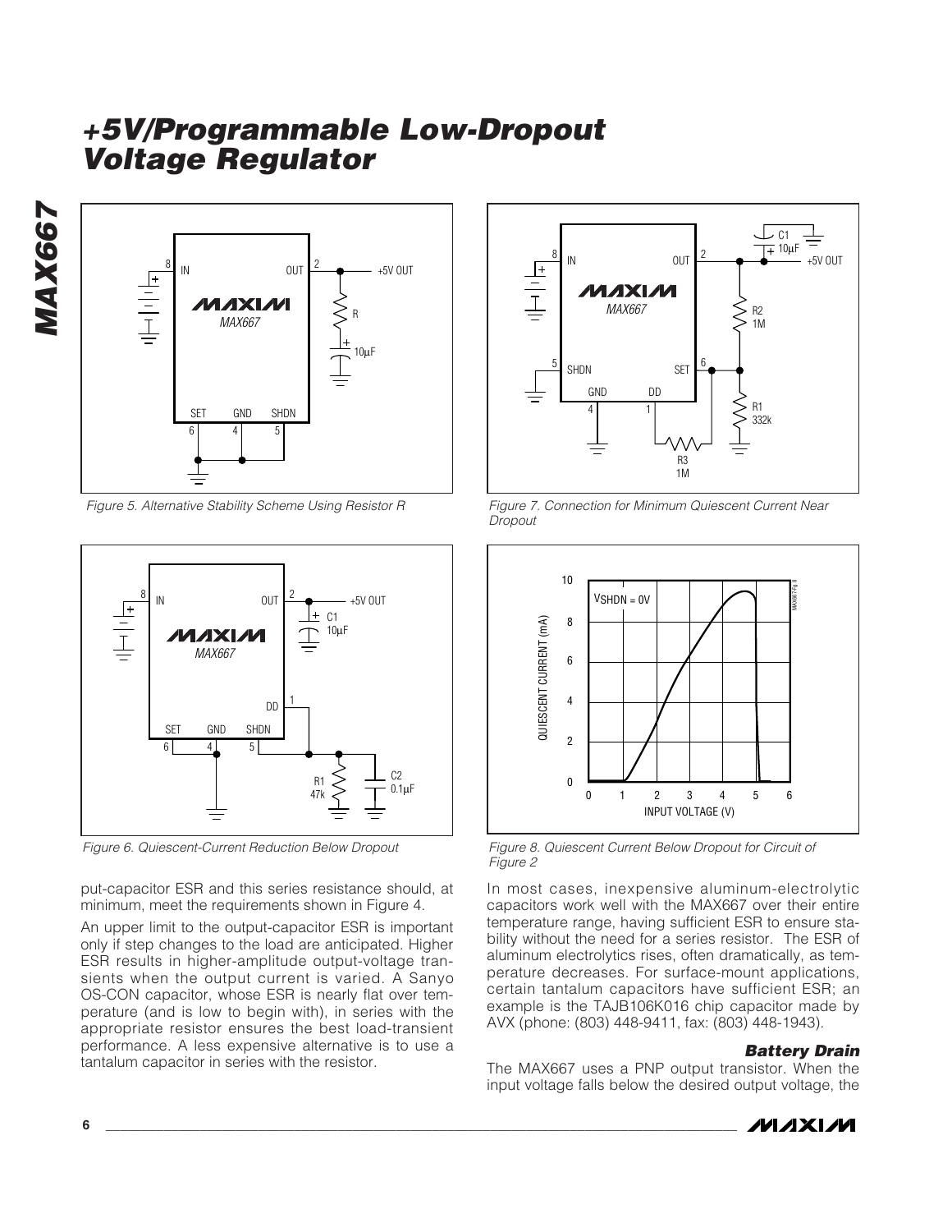Figure 5. Alternative Stability Scheme Using Resistor R

Figure 7. Connection for Minimum Quiescent Current Near Dropout

Figure 6. Quiescent-Current Reduction Below Dropout

Figure 8. Quiescent Current Below Dropout for Circuit of Figure 2

put-capacitor ESR and this series resistance should, at minimum, meet the requirements shown in Figure 4.

An upper limit to the output-capacitor ESR is important only if step changes to the load are anticipated. Higher ESR results in higher-amplitude output-voltage transients when the output current is varied. A Sanyo OS-CON capacitor, whose ESR is nearly flat over temperature (and is low to begin with), in series with the appropriate resistor ensures the best load-transient performance. A less expensive alternative is to use a tantalum capacitor in series with the resistor.

In most cases, inexpensive aluminum-electrolytic capacitors work well with the MAX667 over their entire temperature range, having sufficient ESR to ensure stability without the need for a series resistor. The ESR of aluminum electrolytics rises, often dramatically, as temperature decreases. For surface-mount applications, certain tantalum capacitors have sufficient ESR; an example is the TAJB106K016 chip capacitor made by AVX (phone: (803) 448-9411, fax: (803) 448-1943).

### Battery Drain

The MAX667 uses a PNP output transistor. When the input voltage falls below the desired output voltage, the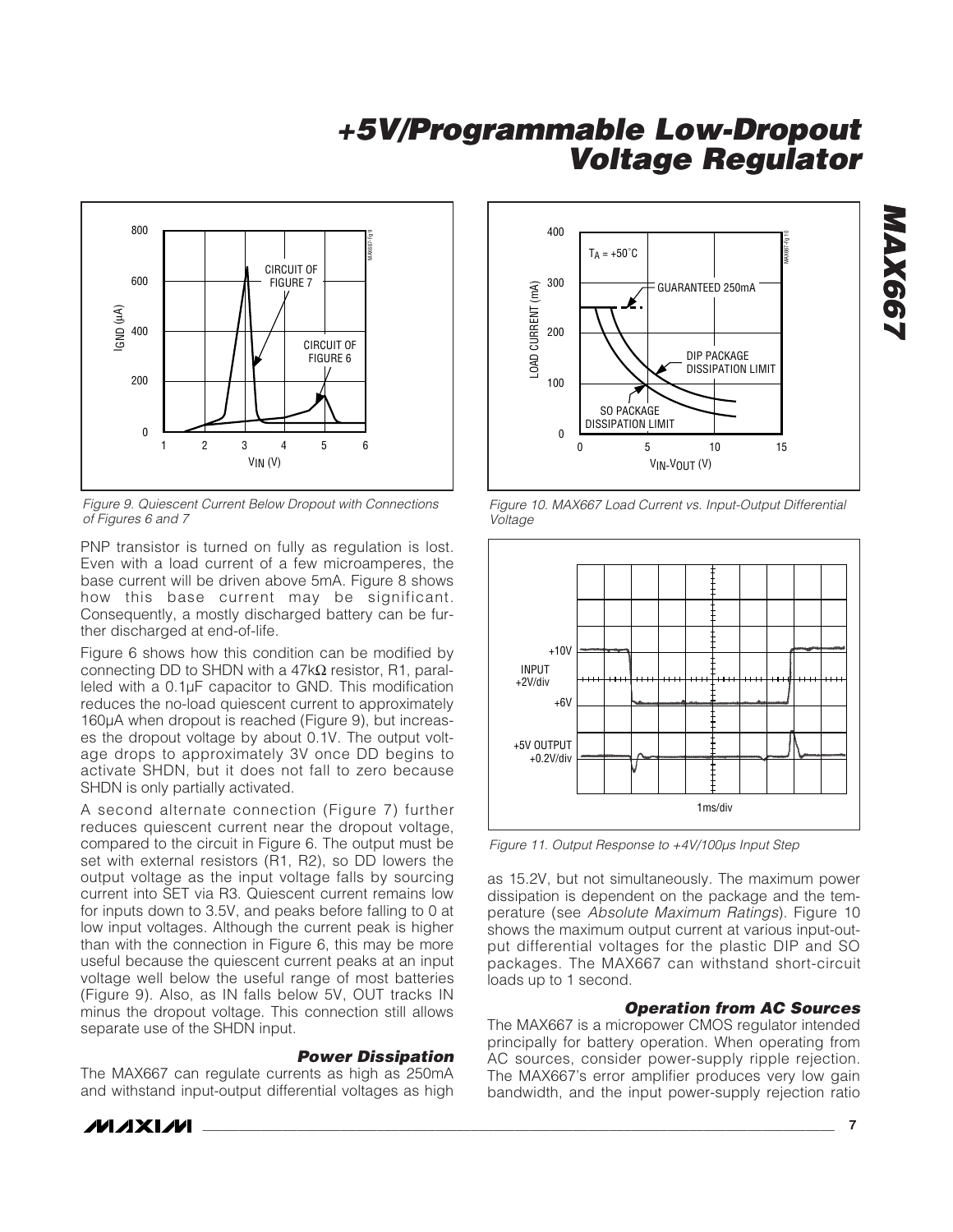Figure 9. Quiescent Current Below Dropout with Connections of Figures 6 and 7

PNP transistor is turned on fully as regulation is lost. Even with a load current of a few microamperes, the base current will be driven above 5mA. Figure 8 shows how this base current may be significant. Consequently, a mostly discharged battery can be further discharged at end-of-life.

Figure 6 shows how this condition can be modified by connecting DD to SHDN with a 47kΩ resistor, R1, paralleled with a 0.1µF capacitor to GND. This modification reduces the no-load quiescent current to approximately 160µA when dropout is reached (Figure 9), but increases the dropout voltage by about 0.1V. The output voltage drops to approximately 3V once DD begins to activate SHDN, but it does not fall to zero because SHDN is only partially activated.

A second alternate connection (Figure 7) further reduces quiescent current near the dropout voltage, compared to the circuit in Figure 6. The output must be set with external resistors (R1, R2), so DD lowers the output voltage as the input voltage falls by sourcing current into SET via R3. Quiescent current remains low for inputs down to 3.5V, and peaks before falling to 0 at low input voltages. Although the current peak is higher than with the connection in Figure 6, this may be more useful because the quiescent current peaks at an input voltage well below the useful range of most batteries (Figure 9). Also, as IN falls below 5V, OUT tracks IN minus the dropout voltage. This connection still allows separate use of the SHDN input.

### Power Dissipation

The MAX667 can regulate currents as high as 250mA and withstand input-output differential voltages as high as 15.2V, but not simultaneously. The maximum power dissipation is dependent on the package and the temperature (see *Absolute Maximum Ratings*). Figure 10 shows the maximum output current at various input-output differential voltages for the plastic DIP and SO packages. The MAX667 can withstand short-circuit loads up to 1 second.

Figure 10. MAX667 Load Current vs. Input-Output Differential Voltage

Figure 11. Output Response to +4V/100µs Input Step

### Operation from AC Sources

The MAX667 is a micropower CMOS regulator intended principally for battery operation. When operating from AC sources, consider power-supply ripple rejection. The MAX667's error amplifier produces very low gain bandwidth, and the input power-supply rejection ratio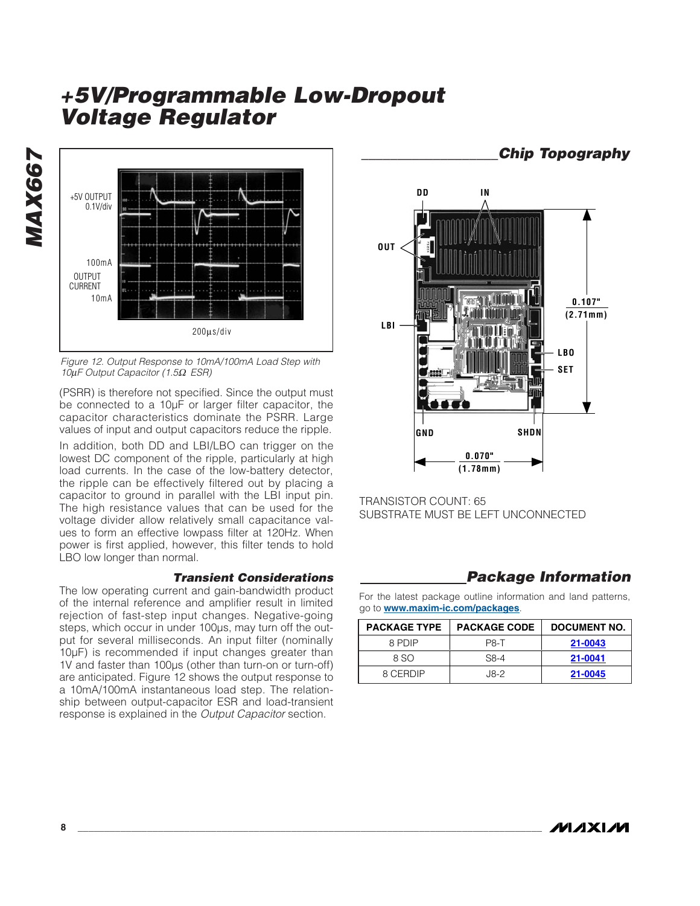Figure 12. Output Response to 10mA/100mA Load Step with 10µF Output Capacitor (1.5Ω ESR)

(PSRR) is therefore not specified. Since the output must be connected to a 10µF or larger filter capacitor, the capacitor characteristics dominate the PSRR. Large values of input and output capacitors reduce the ripple.

In addition, both DD and LBI/LBO can trigger on the lowest DC component of the ripple, particularly at high load currents. In the case of the low-battery detector, the ripple can be effectively filtered out by placing a capacitor to ground in parallel with the LBI input pin. The high resistance values that can be used for the voltage divider allow relatively small capacitance values to form an effective lowpass filter at 120Hz. When power is first applied, however, this filter tends to hold LBO low longer than normal.

### Transient Considerations

The low operating current and gain-bandwidth product of the internal reference and amplifier result in limited rejection of fast-step input changes. Negative-going steps, which occur in under 100µs, may turn off the output for several milliseconds. An input filter (nominally 10µF) is recommended if input changes greater than 1V and faster than 100µs (other than turn-on or turn-off) are anticipated. Figure 12 shows the output response to a 10mA/100mA instantaneous load step. The relationship between output-capacitor ESR and load-transient response is explained in the *Output Capacitor* section.

## Chip Topography

TRANSISTOR COUNT: 65
SUBSTRATE MUST BE LEFT UNCONNECTED

## Package Information

For the latest package outline information and land patterns, go to **www.maxim-ic.com/packages**.

| PACKAGE TYPE | PACKAGE CODE | DOCUMENT NO. |
|---|---|---|
| 8 PDIP | P8-T | 21-0043 |
| 8 SO | S8-4 | 21-0041 |
| 8 CERDIP | J8-2 | 21-0045 |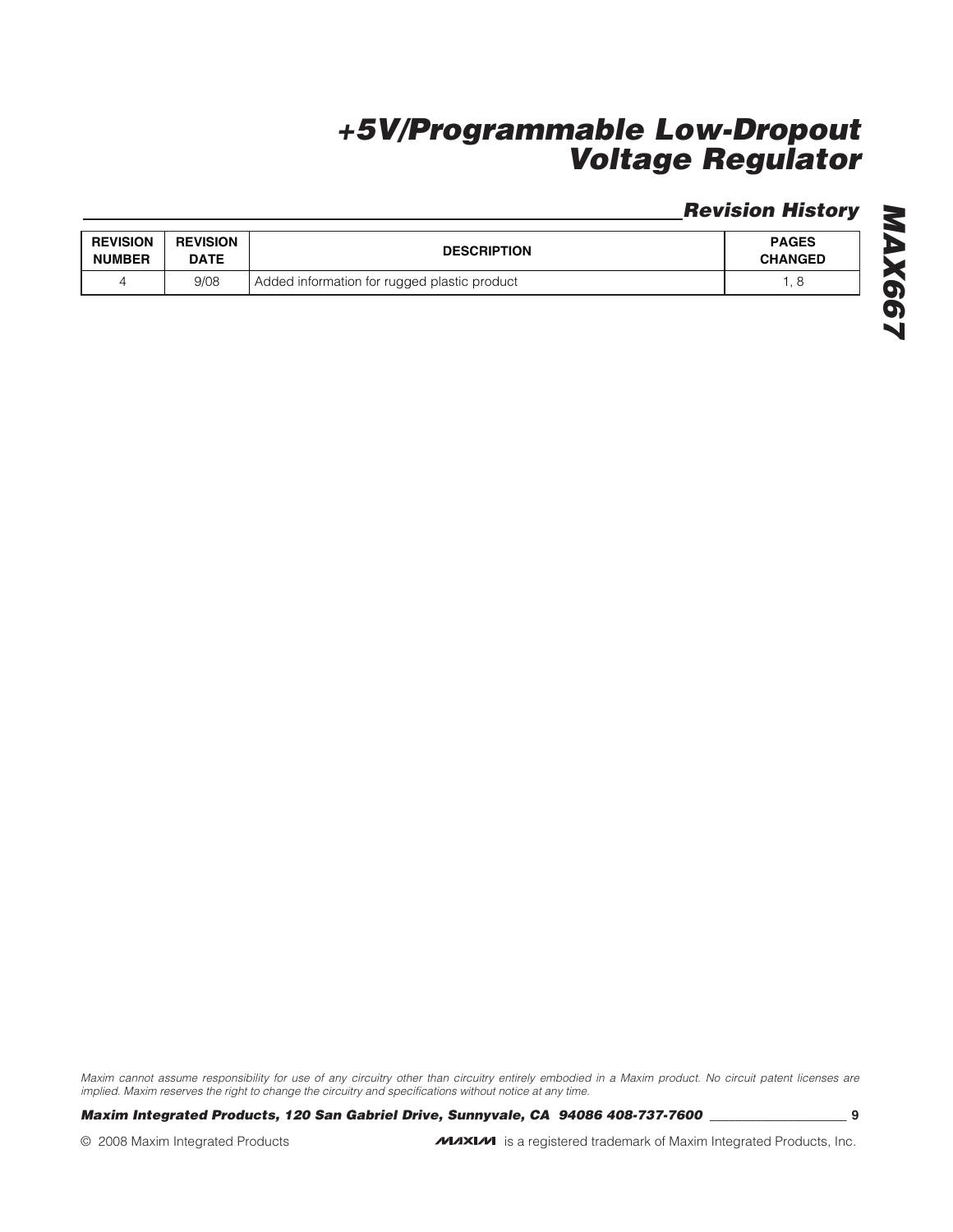## Revision History

| REVISION NUMBER | REVISION DATE | DESCRIPTION | PAGES CHANGED |
|---|---|---|---|
| 4 | 9/08 | Added information for rugged plastic product | 1, 8 |

*Maxim cannot assume responsibility for use of any circuitry other than circuitry entirely embodied in a Maxim product. No circuit patent licenses are implied. Maxim reserves the right to change the circuitry and specifications without notice at any time.*

***Maxim Integrated Products, 120 San Gabriel Drive, Sunnyvale, CA 94086 408-737-7600***

© 2008 Maxim Integrated Products

MAXIM is a registered trademark of Maxim Integrated Products, Inc.